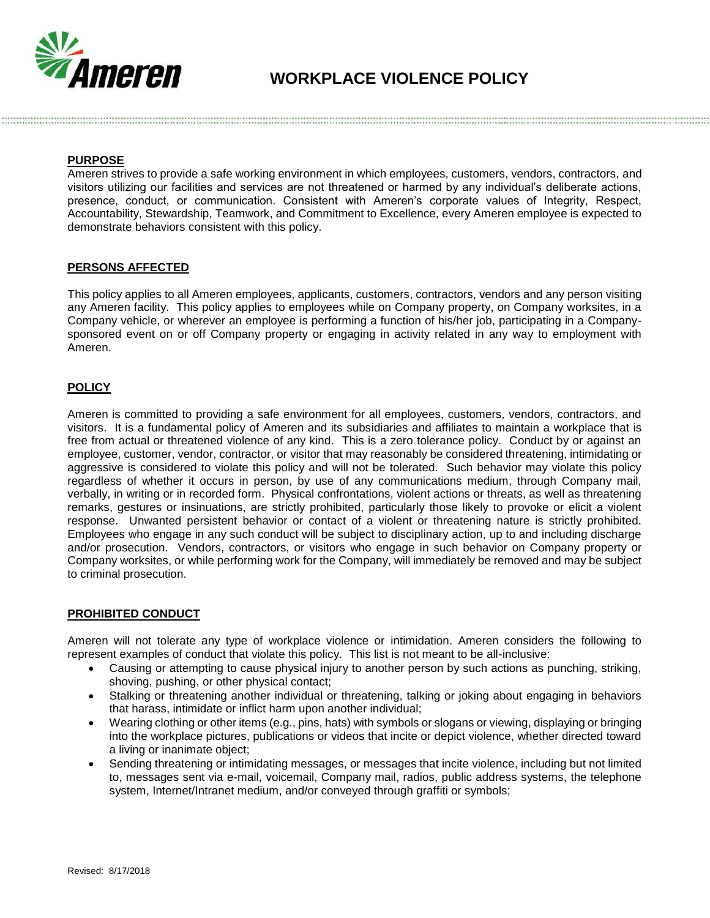# WORKPLACE VIOLENCE POLICY

## PURPOSE

Ameren strives to provide a safe working environment in which employees, customers, vendors, contractors, and visitors utilizing our facilities and services are not threatened or harmed by any individual's deliberate actions, presence, conduct, or communication. Consistent with Ameren's corporate values of Integrity, Respect, Accountability, Stewardship, Teamwork, and Commitment to Excellence, every Ameren employee is expected to demonstrate behaviors consistent with this policy.

## PERSONS AFFECTED

This policy applies to all Ameren employees, applicants, customers, contractors, vendors and any person visiting any Ameren facility. This policy applies to employees while on Company property, on Company worksites, in a Company vehicle, or wherever an employee is performing a function of his/her job, participating in a Company-sponsored event on or off Company property or engaging in activity related in any way to employment with Ameren.

## POLICY

Ameren is committed to providing a safe environment for all employees, customers, vendors, contractors, and visitors. It is a fundamental policy of Ameren and its subsidiaries and affiliates to maintain a workplace that is free from actual or threatened violence of any kind. This is a zero tolerance policy. Conduct by or against an employee, customer, vendor, contractor, or visitor that may reasonably be considered threatening, intimidating or aggressive is considered to violate this policy and will not be tolerated. Such behavior may violate this policy regardless of whether it occurs in person, by use of any communications medium, through Company mail, verbally, in writing or in recorded form. Physical confrontations, violent actions or threats, as well as threatening remarks, gestures or insinuations, are strictly prohibited, particularly those likely to provoke or elicit a violent response. Unwanted persistent behavior or contact of a violent or threatening nature is strictly prohibited. Employees who engage in any such conduct will be subject to disciplinary action, up to and including discharge and/or prosecution. Vendors, contractors, or visitors who engage in such behavior on Company property or Company worksites, or while performing work for the Company, will immediately be removed and may be subject to criminal prosecution.

## PROHIBITED CONDUCT

Ameren will not tolerate any type of workplace violence or intimidation. Ameren considers the following to represent examples of conduct that violate this policy. This list is not meant to be all-inclusive:

- Causing or attempting to cause physical injury to another person by such actions as punching, striking, shoving, pushing, or other physical contact;
- Stalking or threatening another individual or threatening, talking or joking about engaging in behaviors that harass, intimidate or inflict harm upon another individual;
- Wearing clothing or other items (e.g., pins, hats) with symbols or slogans or viewing, displaying or bringing into the workplace pictures, publications or videos that incite or depict violence, whether directed toward a living or inanimate object;
- Sending threatening or intimidating messages, or messages that incite violence, including but not limited to, messages sent via e-mail, voicemail, Company mail, radios, public address systems, the telephone system, Internet/Intranet medium, and/or conveyed through graffiti or symbols;

Revised: 8/17/2018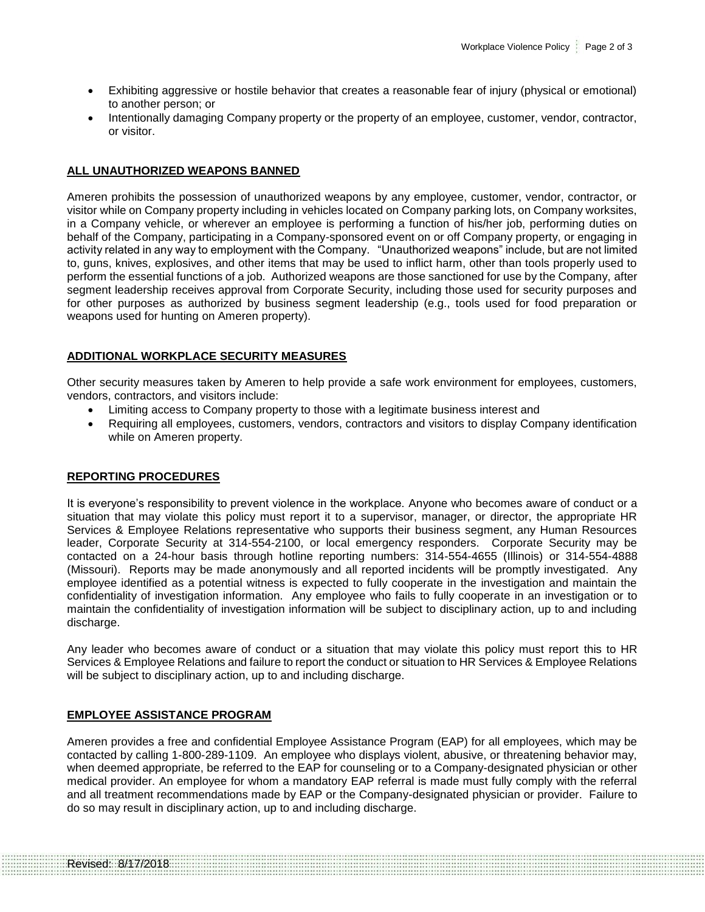- Exhibiting aggressive or hostile behavior that creates a reasonable fear of injury (physical or emotional) to another person; or
- Intentionally damaging Company property or the property of an employee, customer, vendor, contractor, or visitor.

## ALL UNAUTHORIZED WEAPONS BANNED

Ameren prohibits the possession of unauthorized weapons by any employee, customer, vendor, contractor, or visitor while on Company property including in vehicles located on Company parking lots, on Company worksites, in a Company vehicle, or wherever an employee is performing a function of his/her job, performing duties on behalf of the Company, participating in a Company-sponsored event on or off Company property, or engaging in activity related in any way to employment with the Company. "Unauthorized weapons" include, but are not limited to, guns, knives, explosives, and other items that may be used to inflict harm, other than tools properly used to perform the essential functions of a job. Authorized weapons are those sanctioned for use by the Company, after segment leadership receives approval from Corporate Security, including those used for security purposes and for other purposes as authorized by business segment leadership (e.g., tools used for food preparation or weapons used for hunting on Ameren property).

## ADDITIONAL WORKPLACE SECURITY MEASURES

Other security measures taken by Ameren to help provide a safe work environment for employees, customers, vendors, contractors, and visitors include:

- Limiting access to Company property to those with a legitimate business interest and
- Requiring all employees, customers, vendors, contractors and visitors to display Company identification while on Ameren property.

## REPORTING PROCEDURES

It is everyone's responsibility to prevent violence in the workplace. Anyone who becomes aware of conduct or a situation that may violate this policy must report it to a supervisor, manager, or director, the appropriate HR Services & Employee Relations representative who supports their business segment, any Human Resources leader, Corporate Security at 314-554-2100, or local emergency responders. Corporate Security may be contacted on a 24-hour basis through hotline reporting numbers: 314-554-4655 (Illinois) or 314-554-4888 (Missouri). Reports may be made anonymously and all reported incidents will be promptly investigated. Any employee identified as a potential witness is expected to fully cooperate in the investigation and maintain the confidentiality of investigation information. Any employee who fails to fully cooperate in an investigation or to maintain the confidentiality of investigation information will be subject to disciplinary action, up to and including discharge.

Any leader who becomes aware of conduct or a situation that may violate this policy must report this to HR Services & Employee Relations and failure to report the conduct or situation to HR Services & Employee Relations will be subject to disciplinary action, up to and including discharge.

## EMPLOYEE ASSISTANCE PROGRAM

Ameren provides a free and confidential Employee Assistance Program (EAP) for all employees, which may be contacted by calling 1-800-289-1109. An employee who displays violent, abusive, or threatening behavior may, when deemed appropriate, be referred to the EAP for counseling or to a Company-designated physician or other medical provider. An employee for whom a mandatory EAP referral is made must fully comply with the referral and all treatment recommendations made by EAP or the Company-designated physician or provider. Failure to do so may result in disciplinary action, up to and including discharge.

Revised: 8/17/2018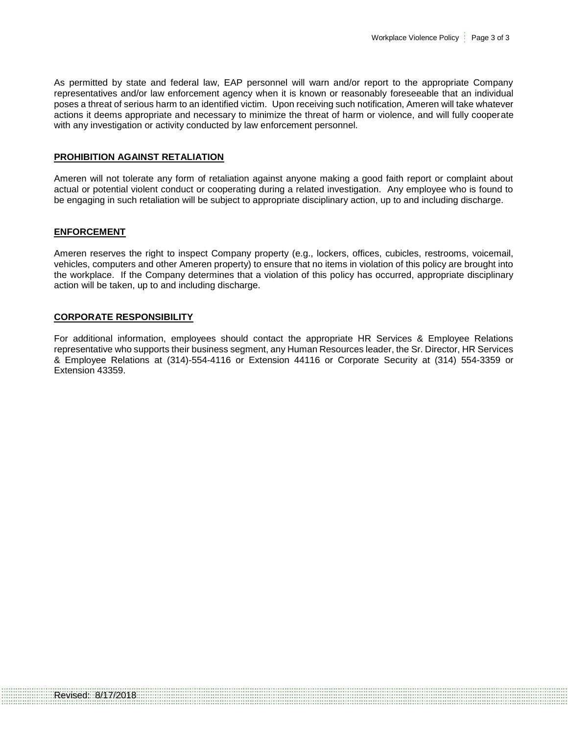As permitted by state and federal law, EAP personnel will warn and/or report to the appropriate Company representatives and/or law enforcement agency when it is known or reasonably foreseeable that an individual poses a threat of serious harm to an identified victim. Upon receiving such notification, Ameren will take whatever actions it deems appropriate and necessary to minimize the threat of harm or violence, and will fully cooperate with any investigation or activity conducted by law enforcement personnel.

## PROHIBITION AGAINST RETALIATION

Ameren will not tolerate any form of retaliation against anyone making a good faith report or complaint about actual or potential violent conduct or cooperating during a related investigation. Any employee who is found to be engaging in such retaliation will be subject to appropriate disciplinary action, up to and including discharge.

## ENFORCEMENT

Ameren reserves the right to inspect Company property (e.g., lockers, offices, cubicles, restrooms, voicemail, vehicles, computers and other Ameren property) to ensure that no items in violation of this policy are brought into the workplace. If the Company determines that a violation of this policy has occurred, appropriate disciplinary action will be taken, up to and including discharge.

## CORPORATE RESPONSIBILITY

For additional information, employees should contact the appropriate HR Services & Employee Relations representative who supports their business segment, any Human Resources leader, the Sr. Director, HR Services & Employee Relations at (314)-554-4116 or Extension 44116 or Corporate Security at (314) 554-3359 or Extension 43359.

Revised: 8/17/2018